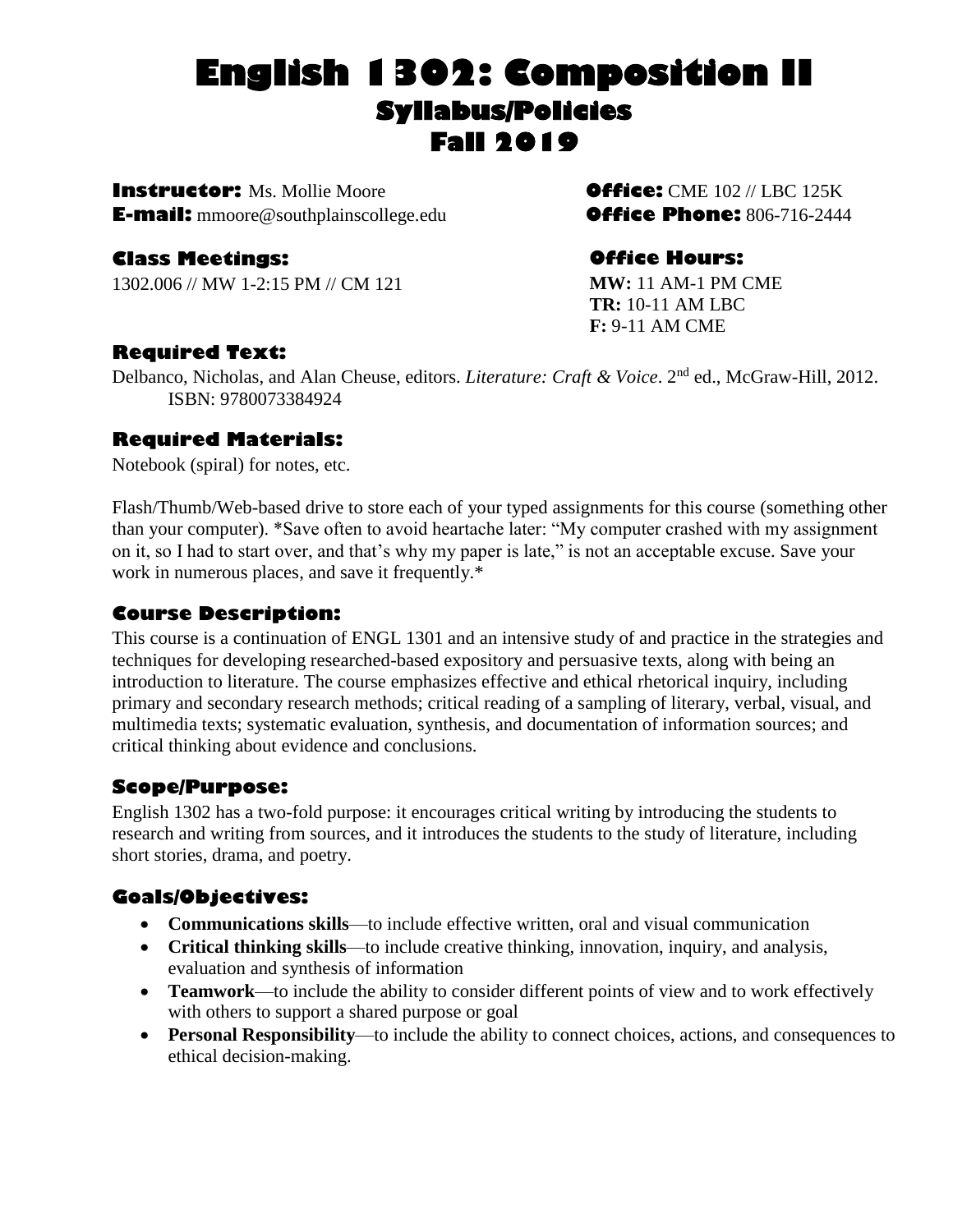# English 1302: Composition II

## Syllabus/Policies

## Fall 2019

**Instructor:** Ms. Mollie Moore

**E-mail:** mmoore@southplainscollege.edu

**Office:** CME 102 // LBC 125K

**Office Phone:** 806-716-2444

**Class Meetings:**

1302.006 // MW 1-2:15 PM // CM 121

**Office Hours:**

**MW:** 11 AM-1 PM CME
**TR:** 10-11 AM LBC
**F:** 9-11 AM CME

### Required Text:

Delbanco, Nicholas, and Alan Cheuse, editors. *Literature: Craft & Voice*. 2nd ed., McGraw-Hill, 2012. ISBN: 9780073384924

### Required Materials:

Notebook (spiral) for notes, etc.

Flash/Thumb/Web-based drive to store each of your typed assignments for this course (something other than your computer). *Save often to avoid heartache later: "My computer crashed with my assignment on it, so I had to start over, and that's why my paper is late," is not an acceptable excuse. Save your work in numerous places, and save it frequently.*

### Course Description:

This course is a continuation of ENGL 1301 and an intensive study of and practice in the strategies and techniques for developing researched-based expository and persuasive texts, along with being an introduction to literature. The course emphasizes effective and ethical rhetorical inquiry, including primary and secondary research methods; critical reading of a sampling of literary, verbal, visual, and multimedia texts; systematic evaluation, synthesis, and documentation of information sources; and critical thinking about evidence and conclusions.

### Scope/Purpose:

English 1302 has a two-fold purpose: it encourages critical writing by introducing the students to research and writing from sources, and it introduces the students to the study of literature, including short stories, drama, and poetry.

### Goals/Objectives:

- **Communications skills**—to include effective written, oral and visual communication
- **Critical thinking skills**—to include creative thinking, innovation, inquiry, and analysis, evaluation and synthesis of information
- **Teamwork**—to include the ability to consider different points of view and to work effectively with others to support a shared purpose or goal
- **Personal Responsibility**—to include the ability to connect choices, actions, and consequences to ethical decision-making.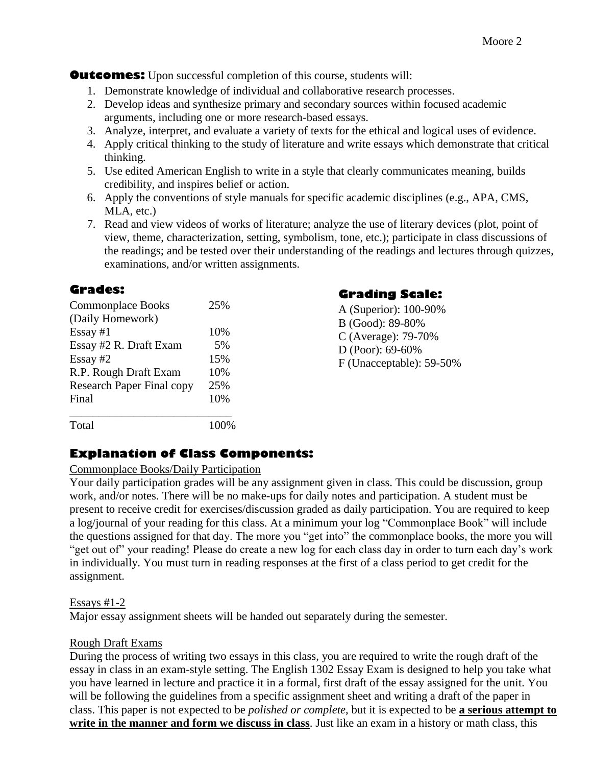**Outcomes:** Upon successful completion of this course, students will:

1. Demonstrate knowledge of individual and collaborative research processes.
2. Develop ideas and synthesize primary and secondary sources within focused academic arguments, including one or more research-based essays.
3. Analyze, interpret, and evaluate a variety of texts for the ethical and logical uses of evidence.
4. Apply critical thinking to the study of literature and write essays which demonstrate that critical thinking.
5. Use edited American English to write in a style that clearly communicates meaning, builds credibility, and inspires belief or action.
6. Apply the conventions of style manuals for specific academic disciplines (e.g., APA, CMS, MLA, etc.)
7. Read and view videos of works of literature; analyze the use of literary devices (plot, point of view, theme, characterization, setting, symbolism, tone, etc.); participate in class discussions of the readings; and be tested over their understanding of the readings and lectures through quizzes, examinations, and/or written assignments.

## Grades:

| Component | Weight |
|---|---|
| Commonplace Books (Daily Homework) | 25% |
| Essay #1 | 10% |
| Essay #2 R. Draft Exam | 5% |
| Essay #2 | 15% |
| R.P. Rough Draft Exam | 10% |
| Research Paper Final copy | 25% |
| Final | 10% |
| Total | 100% |

## Grading Scale:

A (Superior): 100-90%
B (Good): 89-80%
C (Average): 79-70%
D (Poor): 69-60%
F (Unacceptable): 59-50%

## Explanation of Class Components:

Commonplace Books/Daily Participation

Your daily participation grades will be any assignment given in class. This could be discussion, group work, and/or notes. There will be no make-ups for daily notes and participation. A student must be present to receive credit for exercises/discussion graded as daily participation. You are required to keep a log/journal of your reading for this class. At a minimum your log "Commonplace Book" will include the questions assigned for that day. The more you "get into" the commonplace books, the more you will "get out of" your reading! Please do create a new log for each class day in order to turn each day's work in individually. You must turn in reading responses at the first of a class period to get credit for the assignment.

Essays #1-2

Major essay assignment sheets will be handed out separately during the semester.

Rough Draft Exams

During the process of writing two essays in this class, you are required to write the rough draft of the essay in class in an exam-style setting. The English 1302 Essay Exam is designed to help you take what you have learned in lecture and practice it in a formal, first draft of the essay assigned for the unit. You will be following the guidelines from a specific assignment sheet and writing a draft of the paper in class. This paper is not expected to be *polished or complete*, but it is expected to be **a serious attempt to write in the manner and form we discuss in class**. Just like an exam in a history or math class, this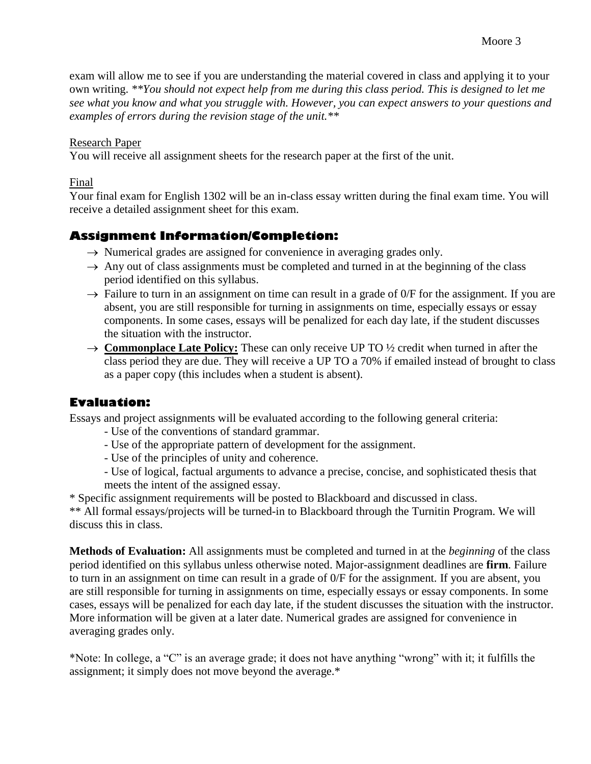exam will allow me to see if you are understanding the material covered in class and applying it to your own writing. ***You should not expect help from me during this class period. This is designed to let me see what you know and what you struggle with. However, you can expect answers to your questions and examples of errors during the revision stage of the unit.***

<u>Research Paper</u>

You will receive all assignment sheets for the research paper at the first of the unit.

<u>Final</u>

Your final exam for English 1302 will be an in-class essay written during the final exam time. You will receive a detailed assignment sheet for this exam.

## Assignment Information/Completion:

- → Numerical grades are assigned for convenience in averaging grades only.
- → Any out of class assignments must be completed and turned in at the beginning of the class period identified on this syllabus.
- → Failure to turn in an assignment on time can result in a grade of 0/F for the assignment. If you are absent, you are still responsible for turning in assignments on time, especially essays or essay components. In some cases, essays will be penalized for each day late, if the student discusses the situation with the instructor.
- → **<u>Commonplace Late Policy:</u>** These can only receive UP TO ½ credit when turned in after the class period they are due. They will receive a UP TO a 70% if emailed instead of brought to class as a paper copy (this includes when a student is absent).

## Evaluation:

Essays and project assignments will be evaluated according to the following general criteria:

- Use of the conventions of standard grammar.
- Use of the appropriate pattern of development for the assignment.
- Use of the principles of unity and coherence.
- Use of logical, factual arguments to advance a precise, concise, and sophisticated thesis that meets the intent of the assigned essay.

* Specific assignment requirements will be posted to Blackboard and discussed in class.

** All formal essays/projects will be turned-in to Blackboard through the Turnitin Program. We will discuss this in class.

**Methods of Evaluation:** All assignments must be completed and turned in at the *beginning* of the class period identified on this syllabus unless otherwise noted. Major-assignment deadlines are **firm**. Failure to turn in an assignment on time can result in a grade of 0/F for the assignment. If you are absent, you are still responsible for turning in assignments on time, especially essays or essay components. In some cases, essays will be penalized for each day late, if the student discusses the situation with the instructor. More information will be given at a later date. Numerical grades are assigned for convenience in averaging grades only.

*Note: In college, a "C" is an average grade; it does not have anything "wrong" with it; it fulfills the assignment; it simply does not move beyond the average.*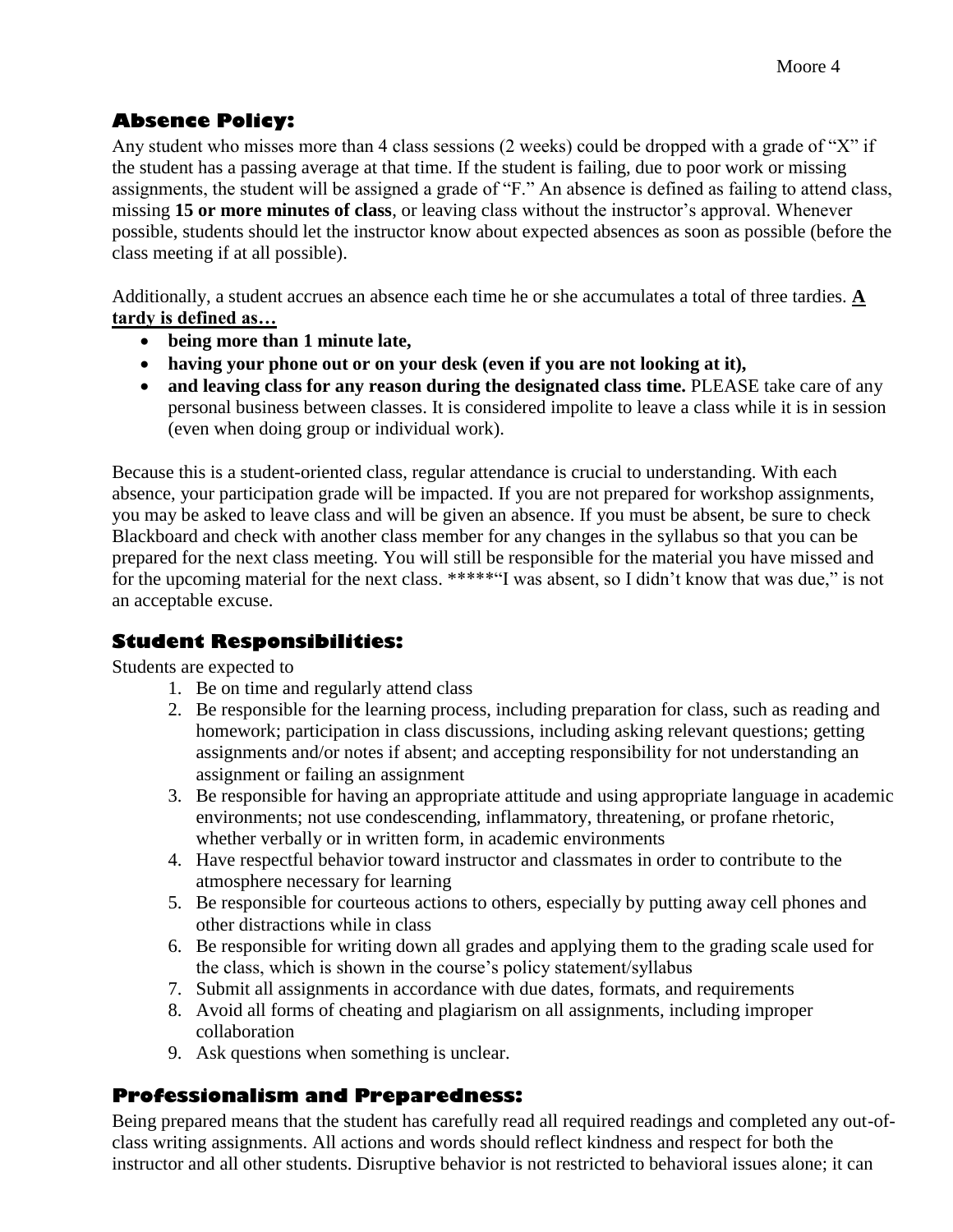## Absence Policy:

Any student who misses more than 4 class sessions (2 weeks) could be dropped with a grade of "X" if the student has a passing average at that time. If the student is failing, due to poor work or missing assignments, the student will be assigned a grade of "F." An absence is defined as failing to attend class, missing **15 or more minutes of class**, or leaving class without the instructor's approval. Whenever possible, students should let the instructor know about expected absences as soon as possible (before the class meeting if at all possible).

Additionally, a student accrues an absence each time he or she accumulates a total of three tardies. **<u>A tardy is defined as…</u>**

- **being more than 1 minute late,**
- **having your phone out or on your desk (even if you are not looking at it),**
- **and leaving class for any reason during the designated class time.** PLEASE take care of any personal business between classes. It is considered impolite to leave a class while it is in session (even when doing group or individual work).

Because this is a student-oriented class, regular attendance is crucial to understanding. With each absence, your participation grade will be impacted. If you are not prepared for workshop assignments, you may be asked to leave class and will be given an absence. If you must be absent, be sure to check Blackboard and check with another class member for any changes in the syllabus so that you can be prepared for the next class meeting. You will still be responsible for the material you have missed and for the upcoming material for the next class. *****"I was absent, so I didn't know that was due," is not an acceptable excuse.

## Student Responsibilities:

Students are expected to

1. Be on time and regularly attend class
2. Be responsible for the learning process, including preparation for class, such as reading and homework; participation in class discussions, including asking relevant questions; getting assignments and/or notes if absent; and accepting responsibility for not understanding an assignment or failing an assignment
3. Be responsible for having an appropriate attitude and using appropriate language in academic environments; not use condescending, inflammatory, threatening, or profane rhetoric, whether verbally or in written form, in academic environments
4. Have respectful behavior toward instructor and classmates in order to contribute to the atmosphere necessary for learning
5. Be responsible for courteous actions to others, especially by putting away cell phones and other distractions while in class
6. Be responsible for writing down all grades and applying them to the grading scale used for the class, which is shown in the course's policy statement/syllabus
7. Submit all assignments in accordance with due dates, formats, and requirements
8. Avoid all forms of cheating and plagiarism on all assignments, including improper collaboration
9. Ask questions when something is unclear.

## Professionalism and Preparedness:

Being prepared means that the student has carefully read all required readings and completed any out-of-class writing assignments. All actions and words should reflect kindness and respect for both the instructor and all other students. Disruptive behavior is not restricted to behavioral issues alone; it can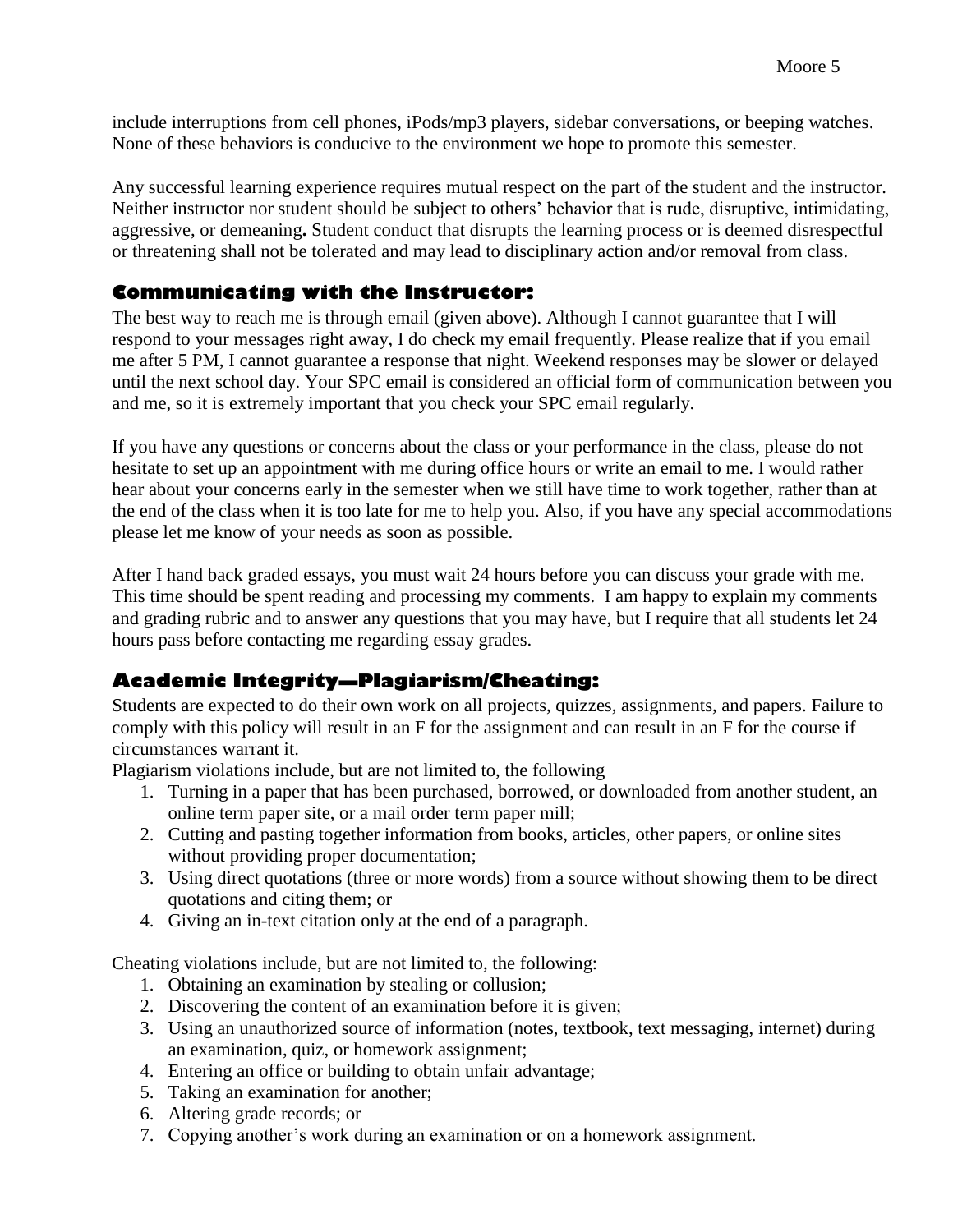include interruptions from cell phones, iPods/mp3 players, sidebar conversations, or beeping watches. None of these behaviors is conducive to the environment we hope to promote this semester.

Any successful learning experience requires mutual respect on the part of the student and the instructor. Neither instructor nor student should be subject to others' behavior that is rude, disruptive, intimidating, aggressive, or demeaning**.** Student conduct that disrupts the learning process or is deemed disrespectful or threatening shall not be tolerated and may lead to disciplinary action and/or removal from class.

## Communicating with the Instructor:

The best way to reach me is through email (given above). Although I cannot guarantee that I will respond to your messages right away, I do check my email frequently. Please realize that if you email me after 5 PM, I cannot guarantee a response that night. Weekend responses may be slower or delayed until the next school day. Your SPC email is considered an official form of communication between you and me, so it is extremely important that you check your SPC email regularly.

If you have any questions or concerns about the class or your performance in the class, please do not hesitate to set up an appointment with me during office hours or write an email to me. I would rather hear about your concerns early in the semester when we still have time to work together, rather than at the end of the class when it is too late for me to help you. Also, if you have any special accommodations please let me know of your needs as soon as possible.

After I hand back graded essays, you must wait 24 hours before you can discuss your grade with me. This time should be spent reading and processing my comments. I am happy to explain my comments and grading rubric and to answer any questions that you may have, but I require that all students let 24 hours pass before contacting me regarding essay grades.

## Academic Integrity—Plagiarism/Cheating:

Students are expected to do their own work on all projects, quizzes, assignments, and papers. Failure to comply with this policy will result in an F for the assignment and can result in an F for the course if circumstances warrant it.

Plagiarism violations include, but are not limited to, the following

1. Turning in a paper that has been purchased, borrowed, or downloaded from another student, an online term paper site, or a mail order term paper mill;
2. Cutting and pasting together information from books, articles, other papers, or online sites without providing proper documentation;
3. Using direct quotations (three or more words) from a source without showing them to be direct quotations and citing them; or
4. Giving an in-text citation only at the end of a paragraph.

Cheating violations include, but are not limited to, the following:

1. Obtaining an examination by stealing or collusion;
2. Discovering the content of an examination before it is given;
3. Using an unauthorized source of information (notes, textbook, text messaging, internet) during an examination, quiz, or homework assignment;
4. Entering an office or building to obtain unfair advantage;
5. Taking an examination for another;
6. Altering grade records; or
7. Copying another's work during an examination or on a homework assignment.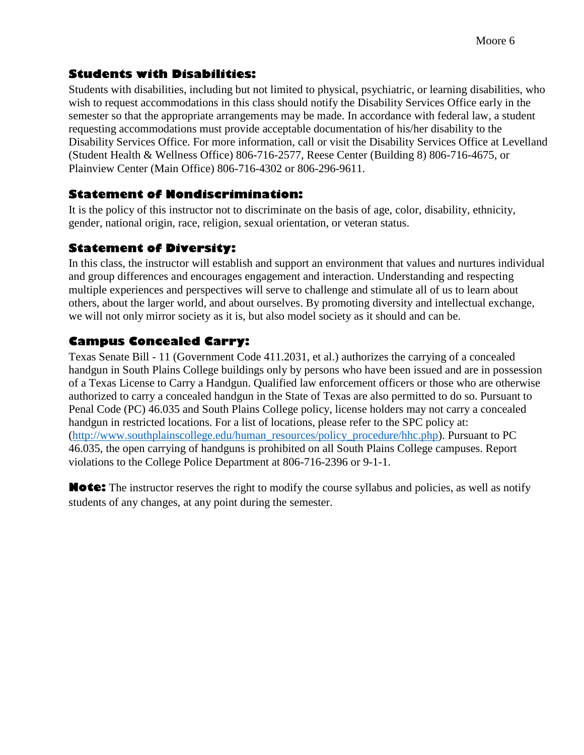## Students with Disabilities:

Students with disabilities, including but not limited to physical, psychiatric, or learning disabilities, who wish to request accommodations in this class should notify the Disability Services Office early in the semester so that the appropriate arrangements may be made. In accordance with federal law, a student requesting accommodations must provide acceptable documentation of his/her disability to the Disability Services Office. For more information, call or visit the Disability Services Office at Levelland (Student Health & Wellness Office) 806-716-2577, Reese Center (Building 8) 806-716-4675, or Plainview Center (Main Office) 806-716-4302 or 806-296-9611.

## Statement of Nondiscrimination:

It is the policy of this instructor not to discriminate on the basis of age, color, disability, ethnicity, gender, national origin, race, religion, sexual orientation, or veteran status.

## Statement of Diversity:

In this class, the instructor will establish and support an environment that values and nurtures individual and group differences and encourages engagement and interaction. Understanding and respecting multiple experiences and perspectives will serve to challenge and stimulate all of us to learn about others, about the larger world, and about ourselves. By promoting diversity and intellectual exchange, we will not only mirror society as it is, but also model society as it should and can be.

## Campus Concealed Carry:

Texas Senate Bill - 11 (Government Code 411.2031, et al.) authorizes the carrying of a concealed handgun in South Plains College buildings only by persons who have been issued and are in possession of a Texas License to Carry a Handgun. Qualified law enforcement officers or those who are otherwise authorized to carry a concealed handgun in the State of Texas are also permitted to do so. Pursuant to Penal Code (PC) 46.035 and South Plains College policy, license holders may not carry a concealed handgun in restricted locations. For a list of locations, please refer to the SPC policy at: (http://www.southplainscollege.edu/human_resources/policy_procedure/hhc.php). Pursuant to PC 46.035, the open carrying of handguns is prohibited on all South Plains College campuses. Report violations to the College Police Department at 806-716-2396 or 9-1-1.

**Note:** The instructor reserves the right to modify the course syllabus and policies, as well as notify students of any changes, at any point during the semester.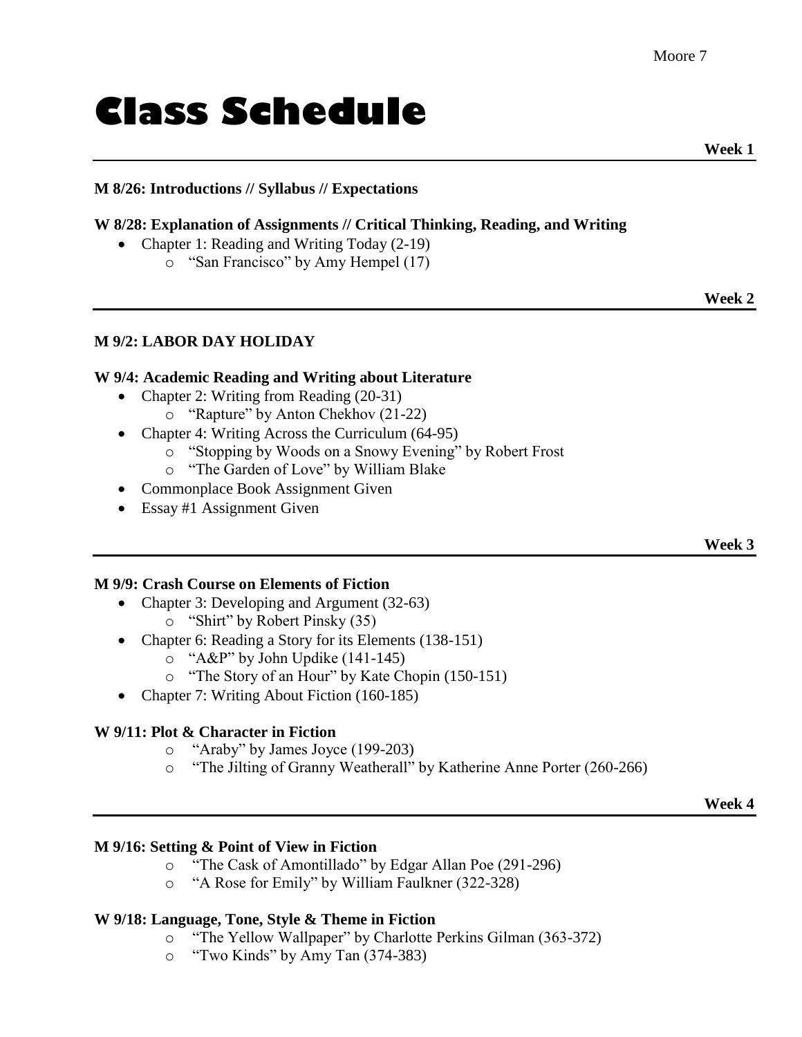# Class Schedule

**Week 1**

---

**M 8/26: Introductions // Syllabus // Expectations**

**W 8/28: Explanation of Assignments // Critical Thinking, Reading, and Writing**

- Chapter 1: Reading and Writing Today (2-19)
  - "San Francisco" by Amy Hempel (17)

**Week 2**

---

**M 9/2: LABOR DAY HOLIDAY**

**W 9/4: Academic Reading and Writing about Literature**

- Chapter 2: Writing from Reading (20-31)
  - "Rapture" by Anton Chekhov (21-22)
- Chapter 4: Writing Across the Curriculum (64-95)
  - "Stopping by Woods on a Snowy Evening" by Robert Frost
  - "The Garden of Love" by William Blake
- Commonplace Book Assignment Given
- Essay #1 Assignment Given

**Week 3**

---

**M 9/9: Crash Course on Elements of Fiction**

- Chapter 3: Developing and Argument (32-63)
  - "Shirt" by Robert Pinsky (35)
- Chapter 6: Reading a Story for its Elements (138-151)
  - "A&P" by John Updike (141-145)
  - "The Story of an Hour" by Kate Chopin (150-151)
- Chapter 7: Writing About Fiction (160-185)

**W 9/11: Plot & Character in Fiction**

- "Araby" by James Joyce (199-203)
- "The Jilting of Granny Weatherall" by Katherine Anne Porter (260-266)

**Week 4**

---

**M 9/16: Setting & Point of View in Fiction**

- "The Cask of Amontillado" by Edgar Allan Poe (291-296)
- "A Rose for Emily" by William Faulkner (322-328)

**W 9/18: Language, Tone, Style & Theme in Fiction**

- "The Yellow Wallpaper" by Charlotte Perkins Gilman (363-372)
- "Two Kinds" by Amy Tan (374-383)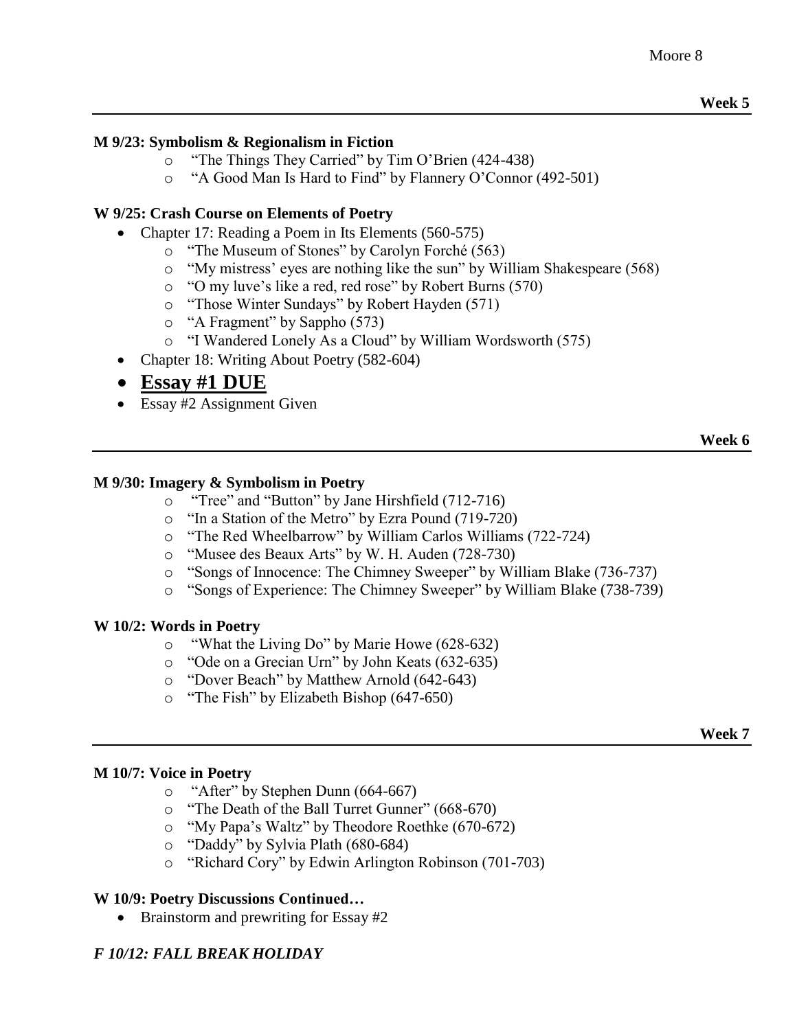**Week 5**

---

**M 9/23: Symbolism & Regionalism in Fiction**

- "The Things They Carried" by Tim O'Brien (424-438)
- "A Good Man Is Hard to Find" by Flannery O'Connor (492-501)

**W 9/25: Crash Course on Elements of Poetry**

- Chapter 17: Reading a Poem in Its Elements (560-575)
  - "The Museum of Stones" by Carolyn Forché (563)
  - "My mistress' eyes are nothing like the sun" by William Shakespeare (568)
  - "O my luve's like a red, red rose" by Robert Burns (570)
  - "Those Winter Sundays" by Robert Hayden (571)
  - "A Fragment" by Sappho (573)
  - "I Wandered Lonely As a Cloud" by William Wordsworth (575)
- Chapter 18: Writing About Poetry (582-604)
- **<u>Essay #1 DUE</u>**
- Essay #2 Assignment Given

**Week 6**

---

**M 9/30: Imagery & Symbolism in Poetry**

- "Tree" and "Button" by Jane Hirshfield (712-716)
- "In a Station of the Metro" by Ezra Pound (719-720)
- "The Red Wheelbarrow" by William Carlos Williams (722-724)
- "Musee des Beaux Arts" by W. H. Auden (728-730)
- "Songs of Innocence: The Chimney Sweeper" by William Blake (736-737)
- "Songs of Experience: The Chimney Sweeper" by William Blake (738-739)

**W 10/2: Words in Poetry**

- "What the Living Do" by Marie Howe (628-632)
- "Ode on a Grecian Urn" by John Keats (632-635)
- "Dover Beach" by Matthew Arnold (642-643)
- "The Fish" by Elizabeth Bishop (647-650)

**Week 7**

---

**M 10/7: Voice in Poetry**

- "After" by Stephen Dunn (664-667)
- "The Death of the Ball Turret Gunner" (668-670)
- "My Papa's Waltz" by Theodore Roethke (670-672)
- "Daddy" by Sylvia Plath (680-684)
- "Richard Cory" by Edwin Arlington Robinson (701-703)

**W 10/9: Poetry Discussions Continued…**

- Brainstorm and prewriting for Essay #2

***F 10/12: FALL BREAK HOLIDAY***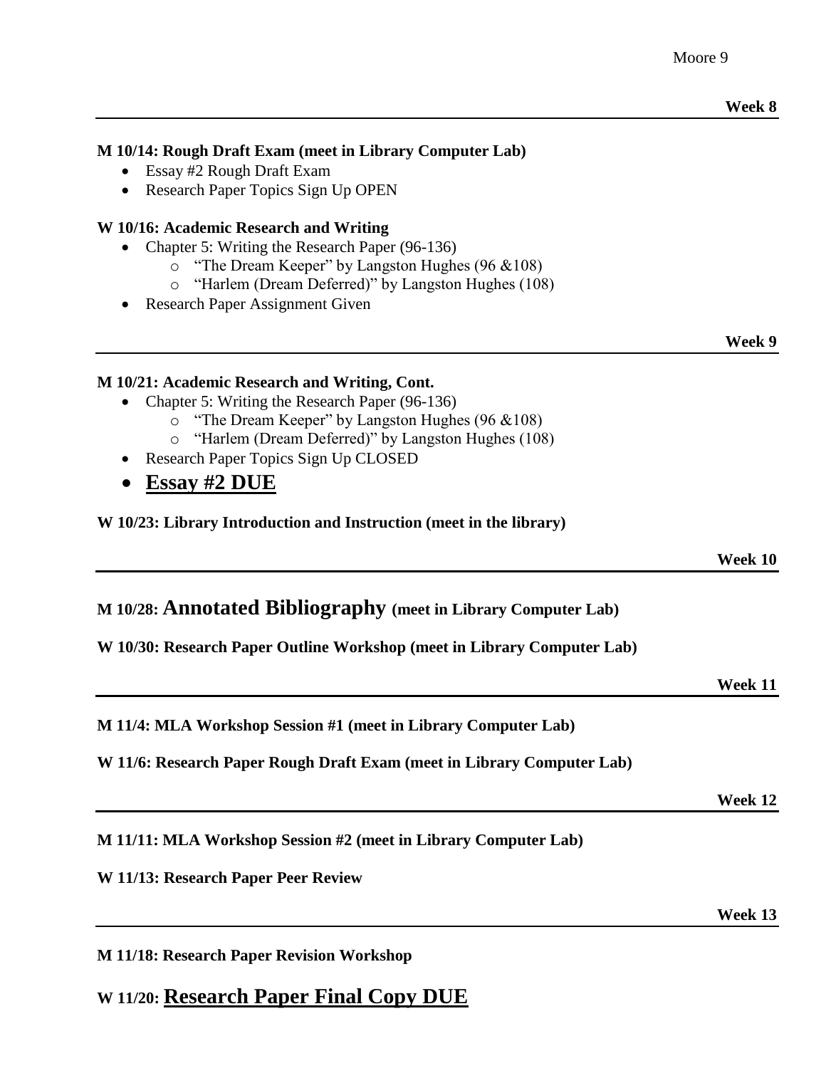**Week 8**

---

**M 10/14: Rough Draft Exam (meet in Library Computer Lab)**

- Essay #2 Rough Draft Exam
- Research Paper Topics Sign Up OPEN

**W 10/16: Academic Research and Writing**

- Chapter 5: Writing the Research Paper (96-136)
  - "The Dream Keeper" by Langston Hughes (96 &108)
  - "Harlem (Dream Deferred)" by Langston Hughes (108)
- Research Paper Assignment Given

**Week 9**

---

**M 10/21: Academic Research and Writing, Cont.**

- Chapter 5: Writing the Research Paper (96-136)
  - "The Dream Keeper" by Langston Hughes (96 &108)
  - "Harlem (Dream Deferred)" by Langston Hughes (108)
- Research Paper Topics Sign Up CLOSED
- **<u>Essay #2 DUE</u>**

**W 10/23: Library Introduction and Instruction (meet in the library)**

**Week 10**

---

**M 10/28: Annotated Bibliography (meet in Library Computer Lab)**

**W 10/30: Research Paper Outline Workshop (meet in Library Computer Lab)**

**Week 11**

---

**M 11/4: MLA Workshop Session #1 (meet in Library Computer Lab)**

**W 11/6: Research Paper Rough Draft Exam (meet in Library Computer Lab)**

**Week 12**

---

**M 11/11: MLA Workshop Session #2 (meet in Library Computer Lab)**

**W 11/13: Research Paper Peer Review**

**Week 13**

---

**M 11/18: Research Paper Revision Workshop**

**W 11/20: <u>Research Paper Final Copy DUE</u>**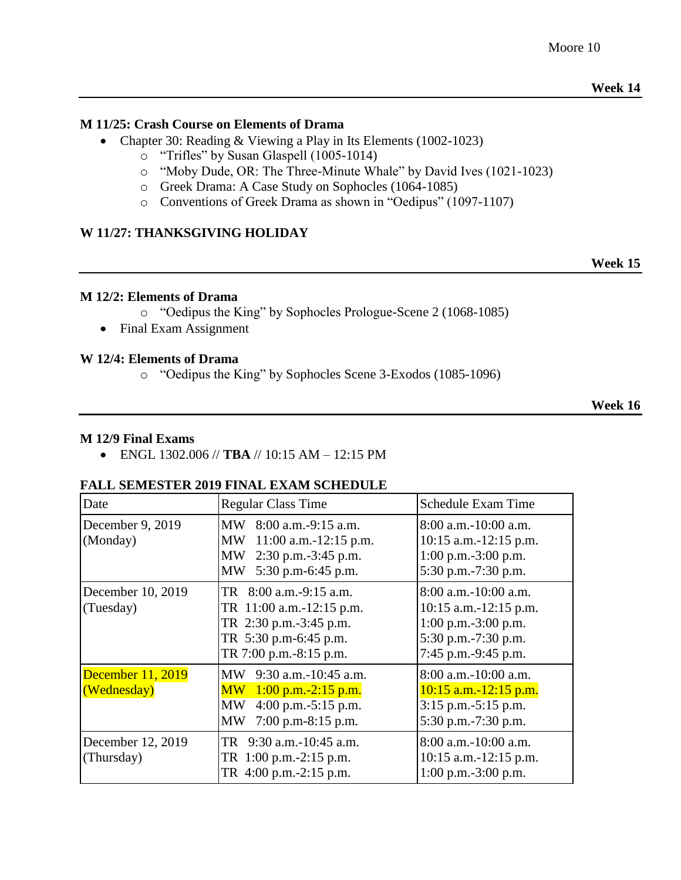**Week 14**

---

**M 11/25: Crash Course on Elements of Drama**

- Chapter 30: Reading & Viewing a Play in Its Elements (1002-1023)
  - "Trifles" by Susan Glaspell (1005-1014)
  - "Moby Dude, OR: The Three-Minute Whale" by David Ives (1021-1023)
  - Greek Drama: A Case Study on Sophocles (1064-1085)
  - Conventions of Greek Drama as shown in "Oedipus" (1097-1107)

**W 11/27: THANKSGIVING HOLIDAY**

**Week 15**

---

**M 12/2: Elements of Drama**

- "Oedipus the King" by Sophocles Prologue-Scene 2 (1068-1085)
- Final Exam Assignment

**W 12/4: Elements of Drama**

- "Oedipus the King" by Sophocles Scene 3-Exodos (1085-1096)

**Week 16**

---

**M 12/9 Final Exams**

- ENGL 1302.006 // **TBA** // 10:15 AM – 12:15 PM

**FALL SEMESTER 2019 FINAL EXAM SCHEDULE**

| Date | Regular Class Time | Schedule Exam Time |
|---|---|---|
| December 9, 2019 (Monday) | MW 8:00 a.m.-9:15 a.m.<br>MW 11:00 a.m.-12:15 p.m.<br>MW 2:30 p.m.-3:45 p.m.<br>MW 5:30 p.m-6:45 p.m. | 8:00 a.m.-10:00 a.m.<br>10:15 a.m.-12:15 p.m.<br>1:00 p.m.-3:00 p.m.<br>5:30 p.m.-7:30 p.m. |
| December 10, 2019 (Tuesday) | TR 8:00 a.m.-9:15 a.m.<br>TR 11:00 a.m.-12:15 p.m.<br>TR 2:30 p.m.-3:45 p.m.<br>TR 5:30 p.m-6:45 p.m.<br>TR 7:00 p.m.-8:15 p.m. | 8:00 a.m.-10:00 a.m.<br>10:15 a.m.-12:15 p.m.<br>1:00 p.m.-3:00 p.m.<br>5:30 p.m.-7:30 p.m.<br>7:45 p.m.-9:45 p.m. |
| December 11, 2019 (Wednesday) | MW 9:30 a.m.-10:45 a.m.<br>MW 1:00 p.m.-2:15 p.m.<br>MW 4:00 p.m.-5:15 p.m.<br>MW 7:00 p.m-8:15 p.m. | 8:00 a.m.-10:00 a.m.<br>10:15 a.m.-12:15 p.m.<br>3:15 p.m.-5:15 p.m.<br>5:30 p.m.-7:30 p.m. |
| December 12, 2019 (Thursday) | TR 9:30 a.m.-10:45 a.m.<br>TR 1:00 p.m.-2:15 p.m.<br>TR 4:00 p.m.-2:15 p.m. | 8:00 a.m.-10:00 a.m.<br>10:15 a.m.-12:15 p.m.<br>1:00 p.m.-3:00 p.m. |